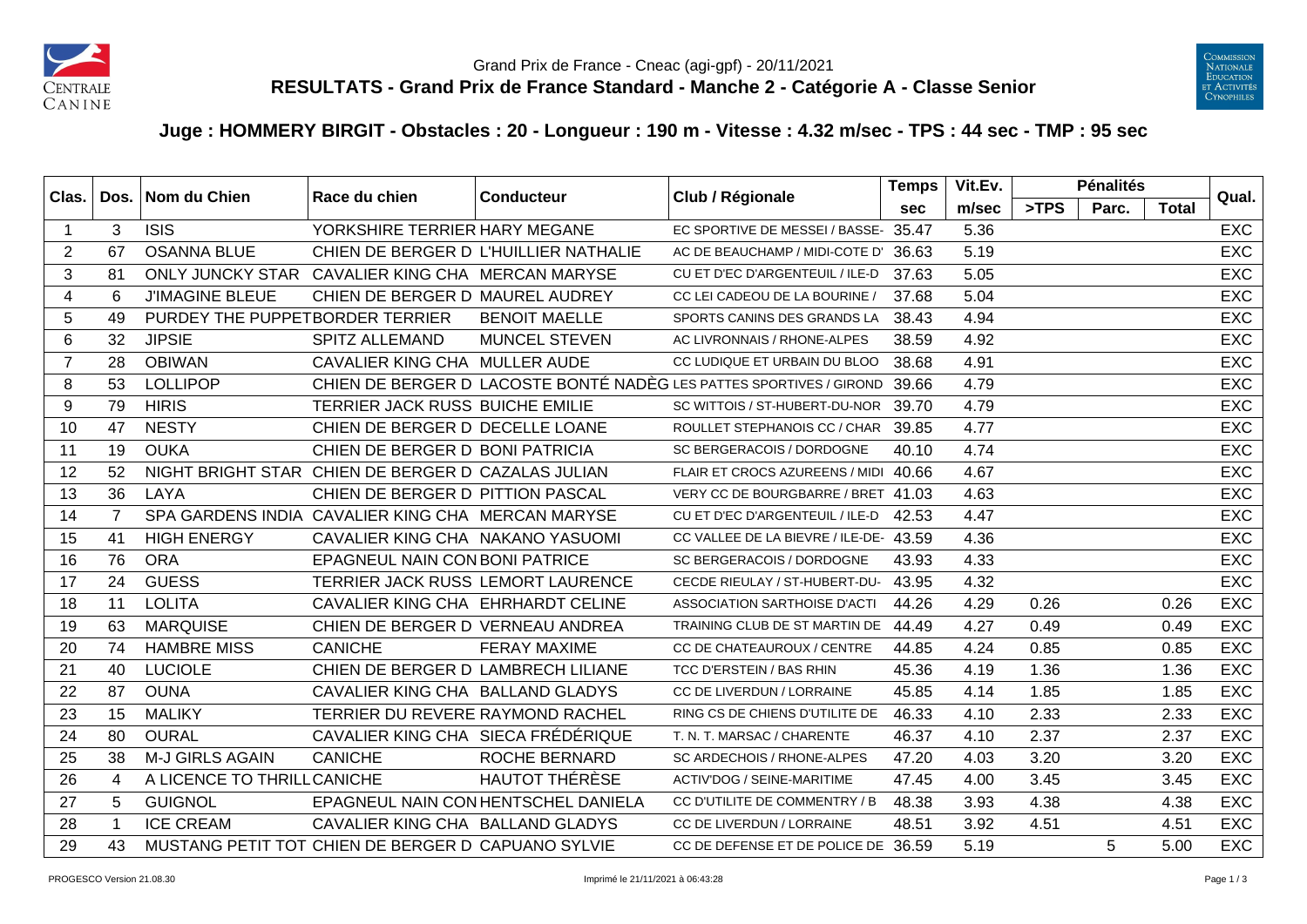Grand Prix de France - Cneac (agi-gpf) - 20/11/2021

# RESULTATS - Grand Prix de France Standard - Manche 2 - Catégorie A - Classe Senior

## Juge : HOMMERY BIRGIT - Obstacles : 20 - Longueur : 190 m - Vitesse : 4.32 m/sec - TPS : 44 sec - TMP : 95 sec

| Clas. | Dos. | Nom du Chien | Race du chien | Conducteur | Club / Régionale | Temps | Vit.Ev. | Pénalités | | | Qual. |
|---|---|---|---|---|---|---|---|---|---|---|---|
| | | | | | | sec | m/sec | >TPS | Parc. | Total | |
| 1 | 3 | ISIS | YORKSHIRE TERRIER | HARY MEGANE | EC SPORTIVE DE MESSEI / BASSE- | 35.47 | 5.36 | | | | EXC |
| 2 | 67 | OSANNA BLUE | CHIEN DE BERGER D | L'HUILLIER NATHALIE | AC DE BEAUCHAMP / MIDI-COTE D' | 36.63 | 5.19 | | | | EXC |
| 3 | 81 | ONLY JUNCKY STAR | CAVALIER KING CHA | MERCAN MARYSE | CU ET D'EC D'ARGENTEUIL / ILE-D | 37.63 | 5.05 | | | | EXC |
| 4 | 6 | J'IMAGINE BLEUE | CHIEN DE BERGER D | MAUREL AUDREY | CC LEI CADEOU DE LA BOURINE / | 37.68 | 5.04 | | | | EXC |
| 5 | 49 | PURDEY THE PUPPET | BORDER TERRIER | BENOIT MAELLE | SPORTS CANINS DES GRANDS LA | 38.43 | 4.94 | | | | EXC |
| 6 | 32 | JIPSIE | SPITZ ALLEMAND | MUNCEL STEVEN | AC LIVRONNAIS / RHONE-ALPES | 38.59 | 4.92 | | | | EXC |
| 7 | 28 | OBIWAN | CAVALIER KING CHA | MULLER AUDE | CC LUDIQUE ET URBAIN DU BLOO | 38.68 | 4.91 | | | | EXC |
| 8 | 53 | LOLLIPOP | CHIEN DE BERGER D | LACOSTE BONTÉ NADÈG | LES PATTES SPORTIVES / GIROND | 39.66 | 4.79 | | | | EXC |
| 9 | 79 | HIRIS | TERRIER JACK RUSS | BUICHE EMILIE | SC WITTOIS / ST-HUBERT-DU-NOR | 39.70 | 4.79 | | | | EXC |
| 10 | 47 | NESTY | CHIEN DE BERGER D | DECELLE LOANE | ROULLET STEPHANOIS CC / CHAR | 39.85 | 4.77 | | | | EXC |
| 11 | 19 | OUKA | CHIEN DE BERGER D | BONI PATRICIA | SC BERGERACOIS / DORDOGNE | 40.10 | 4.74 | | | | EXC |
| 12 | 52 | NIGHT BRIGHT STAR | CHIEN DE BERGER D | CAZALAS JULIAN | FLAIR ET CROCS AZUREENS / MIDI | 40.66 | 4.67 | | | | EXC |
| 13 | 36 | LAYA | CHIEN DE BERGER D | PITTION PASCAL | VERY CC DE BOURGBARRE / BRET | 41.03 | 4.63 | | | | EXC |
| 14 | 7 | SPA GARDENS INDIA | CAVALIER KING CHA | MERCAN MARYSE | CU ET D'EC D'ARGENTEUIL / ILE-D | 42.53 | 4.47 | | | | EXC |
| 15 | 41 | HIGH ENERGY | CAVALIER KING CHA | NAKANO YASUOMI | CC VALLEE DE LA BIEVRE / ILE-DE- | 43.59 | 4.36 | | | | EXC |
| 16 | 76 | ORA | EPAGNEUL NAIN CON | BONI PATRICE | SC BERGERACOIS / DORDOGNE | 43.93 | 4.33 | | | | EXC |
| 17 | 24 | GUESS | TERRIER JACK RUSS | LEMORT LAURENCE | CECDE RIEULAY / ST-HUBERT-DU- | 43.95 | 4.32 | | | | EXC |
| 18 | 11 | LOLITA | CAVALIER KING CHA | EHRHARDT CELINE | ASSOCIATION SARTHOISE D'ACTI | 44.26 | 4.29 | 0.26 | | 0.26 | EXC |
| 19 | 63 | MARQUISE | CHIEN DE BERGER D | VERNEAU ANDREA | TRAINING CLUB DE ST MARTIN DE | 44.49 | 4.27 | 0.49 | | 0.49 | EXC |
| 20 | 74 | HAMBRE MISS | CANICHE | FERAY MAXIME | CC DE CHATEAUROUX / CENTRE | 44.85 | 4.24 | 0.85 | | 0.85 | EXC |
| 21 | 40 | LUCIOLE | CHIEN DE BERGER D | LAMBRECH LILIANE | TCC D'ERSTEIN / BAS RHIN | 45.36 | 4.19 | 1.36 | | 1.36 | EXC |
| 22 | 87 | OUNA | CAVALIER KING CHA | BALLAND GLADYS | CC DE LIVERDUN / LORRAINE | 45.85 | 4.14 | 1.85 | | 1.85 | EXC |
| 23 | 15 | MALIKY | TERRIER DU REVERE | RAYMOND RACHEL | RING CS DE CHIENS D'UTILITE DE | 46.33 | 4.10 | 2.33 | | 2.33 | EXC |
| 24 | 80 | OURAL | CAVALIER KING CHA | SIECA FRÉDÉRIQUE | T. N. T. MARSAC / CHARENTE | 46.37 | 4.10 | 2.37 | | 2.37 | EXC |
| 25 | 38 | M-J GIRLS AGAIN | CANICHE | ROCHE BERNARD | SC ARDECHOIS / RHONE-ALPES | 47.20 | 4.03 | 3.20 | | 3.20 | EXC |
| 26 | 4 | A LICENCE TO THRILL | CANICHE | HAUTOT THÉRÈSE | ACTIV'DOG / SEINE-MARITIME | 47.45 | 4.00 | 3.45 | | 3.45 | EXC |
| 27 | 5 | GUIGNOL | EPAGNEUL NAIN CON | HENTSCHEL DANIELA | CC D'UTILITE DE COMMENTRY / B | 48.38 | 3.93 | 4.38 | | 4.38 | EXC |
| 28 | 1 | ICE CREAM | CAVALIER KING CHA | BALLAND GLADYS | CC DE LIVERDUN / LORRAINE | 48.51 | 3.92 | 4.51 | | 4.51 | EXC |
| 29 | 43 | MUSTANG PETIT TOT | CHIEN DE BERGER D | CAPUANO SYLVIE | CC DE DEFENSE ET DE POLICE DE | 36.59 | 5.19 | | 5 | 5.00 | EXC |

PROGESCO Version 21.08.30 | Imprimé le 21/11/2021 à 06:43:28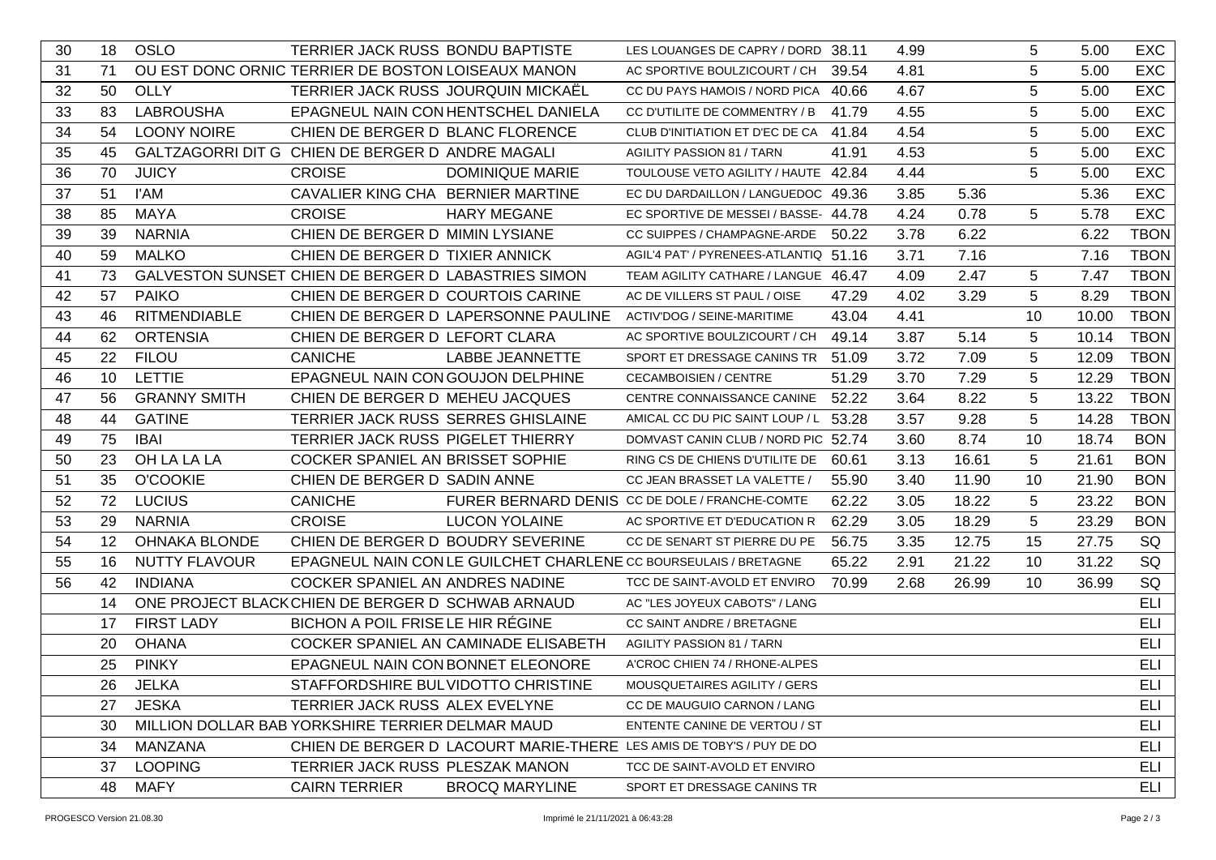| | | | | | | | | | | | |
|---|---|---|---|---|---|---|---|---|---|---|---|
| 30 | 18 | OSLO | TERRIER JACK RUSS | BONDU BAPTISTE | LES LOUANGES DE CAPRY / DORD | 38.11 | 4.99 | | 5 | 5.00 | EXC |
| 31 | 71 | OU EST DONC ORNIC | TERRIER DE BOSTON | LOISEAUX MANON | AC SPORTIVE BOULZICOURT / CH | 39.54 | 4.81 | | 5 | 5.00 | EXC |
| 32 | 50 | OLLY | TERRIER JACK RUSS | JOURQUIN MICKAËL | CC DU PAYS HAMOIS / NORD PICA | 40.66 | 4.67 | | 5 | 5.00 | EXC |
| 33 | 83 | LABROUSHA | EPAGNEUL NAIN CON | HENTSCHEL DANIELA | CC D'UTILITE DE COMMENTRY / B | 41.79 | 4.55 | | 5 | 5.00 | EXC |
| 34 | 54 | LOONY NOIRE | CHIEN DE BERGER D | BLANC FLORENCE | CLUB D'INITIATION ET D'EC DE CA | 41.84 | 4.54 | | 5 | 5.00 | EXC |
| 35 | 45 | GALTZAGORRI DIT G | CHIEN DE BERGER D | ANDRE MAGALI | AGILITY PASSION 81 / TARN | 41.91 | 4.53 | | 5 | 5.00 | EXC |
| 36 | 70 | JUICY | CROISE | DOMINIQUE MARIE | TOULOUSE VETO AGILITY / HAUTE | 42.84 | 4.44 | | 5 | 5.00 | EXC |
| 37 | 51 | I'AM | CAVALIER KING CHA | BERNIER MARTINE | EC DU DARDAILLON / LANGUEDOC | 49.36 | 3.85 | 5.36 | | 5.36 | EXC |
| 38 | 85 | MAYA | CROISE | HARY MEGANE | EC SPORTIVE DE MESSEI / BASSE- | 44.78 | 4.24 | 0.78 | 5 | 5.78 | EXC |
| 39 | 39 | NARNIA | CHIEN DE BERGER D | MIMIN LYSIANE | CC SUIPPES / CHAMPAGNE-ARDE | 50.22 | 3.78 | 6.22 | | 6.22 | TBON |
| 40 | 59 | MALKO | CHIEN DE BERGER D | TIXIER ANNICK | AGIL'4 PAT' / PYRENEES-ATLANTIQ | 51.16 | 3.71 | 7.16 | | 7.16 | TBON |
| 41 | 73 | GALVESTON SUNSET | CHIEN DE BERGER D | LABASTRIES SIMON | TEAM AGILITY CATHARE / LANGUE | 46.47 | 4.09 | 2.47 | 5 | 7.47 | TBON |
| 42 | 57 | PAIKO | CHIEN DE BERGER D | COURTOIS CARINE | AC DE VILLERS ST PAUL / OISE | 47.29 | 4.02 | 3.29 | 5 | 8.29 | TBON |
| 43 | 46 | RITMENDIABLE | CHIEN DE BERGER D | LAPERSONNE PAULINE | ACTIV'DOG / SEINE-MARITIME | 43.04 | 4.41 | | 10 | 10.00 | TBON |
| 44 | 62 | ORTENSIA | CHIEN DE BERGER D | LEFORT CLARA | AC SPORTIVE BOULZICOURT / CH | 49.14 | 3.87 | 5.14 | 5 | 10.14 | TBON |
| 45 | 22 | FILOU | CANICHE | LABBE JEANNETTE | SPORT ET DRESSAGE CANINS TR | 51.09 | 3.72 | 7.09 | 5 | 12.09 | TBON |
| 46 | 10 | LETTIE | EPAGNEUL NAIN CON | GOUJON DELPHINE | CECAMBOISIEN / CENTRE | 51.29 | 3.70 | 7.29 | 5 | 12.29 | TBON |
| 47 | 56 | GRANNY SMITH | CHIEN DE BERGER D | MEHEU JACQUES | CENTRE CONNAISSANCE CANINE | 52.22 | 3.64 | 8.22 | 5 | 13.22 | TBON |
| 48 | 44 | GATINE | TERRIER JACK RUSS | SERRES GHISLAINE | AMICAL CC DU PIC SAINT LOUP / L | 53.28 | 3.57 | 9.28 | 5 | 14.28 | TBON |
| 49 | 75 | IBAI | TERRIER JACK RUSS | PIGELET THIERRY | DOMVAST CANIN CLUB / NORD PIC | 52.74 | 3.60 | 8.74 | 10 | 18.74 | BON |
| 50 | 23 | OH LA LA LA | COCKER SPANIEL AN | BRISSET SOPHIE | RING CS DE CHIENS D'UTILITE DE | 60.61 | 3.13 | 16.61 | 5 | 21.61 | BON |
| 51 | 35 | O'COOKIE | CHIEN DE BERGER D | SADIN ANNE | CC JEAN BRASSET LA VALETTE / | 55.90 | 3.40 | 11.90 | 10 | 21.90 | BON |
| 52 | 72 | LUCIUS | CANICHE | FURER BERNARD DENIS | CC DE DOLE / FRANCHE-COMTE | 62.22 | 3.05 | 18.22 | 5 | 23.22 | BON |
| 53 | 29 | NARNIA | CROISE | LUCON YOLAINE | AC SPORTIVE ET D'EDUCATION R | 62.29 | 3.05 | 18.29 | 5 | 23.29 | BON |
| 54 | 12 | OHNAKA BLONDE | CHIEN DE BERGER D | BOUDRY SEVERINE | CC DE SENART ST PIERRE DU PE | 56.75 | 3.35 | 12.75 | 15 | 27.75 | SQ |
| 55 | 16 | NUTTY FLAVOUR | EPAGNEUL NAIN CON | LE GUILCHET CHARLENE | CC BOURSEULAIS / BRETAGNE | 65.22 | 2.91 | 21.22 | 10 | 31.22 | SQ |
| 56 | 42 | INDIANA | COCKER SPANIEL AN | ANDRES NADINE | TCC DE SAINT-AVOLD ET ENVIRO | 70.99 | 2.68 | 26.99 | 10 | 36.99 | SQ |
| | 14 | ONE PROJECT BLACK | CHIEN DE BERGER D | SCHWAB ARNAUD | AC "LES JOYEUX CABOTS" / LANG | | | | | | ELI |
| | 17 | FIRST LADY | BICHON A POIL FRISE | LE HIR RÉGINE | CC SAINT ANDRE / BRETAGNE | | | | | | ELI |
| | 20 | OHANA | COCKER SPANIEL AN | CAMINADE ELISABETH | AGILITY PASSION 81 / TARN | | | | | | ELI |
| | 25 | PINKY | EPAGNEUL NAIN CON | BONNET ELEONORE | A'CROC CHIEN 74 / RHONE-ALPES | | | | | | ELI |
| | 26 | JELKA | STAFFORDSHIRE BUL | VIDOTTO CHRISTINE | MOUSQUETAIRES AGILITY / GERS | | | | | | ELI |
| | 27 | JESKA | TERRIER JACK RUSS | ALEX EVELYNE | CC DE MAUGUIO CARNON / LANG | | | | | | ELI |
| | 30 | MILLION DOLLAR BAB | YORKSHIRE TERRIER | DELMAR MAUD | ENTENTE CANINE DE VERTOU / ST | | | | | | ELI |
| | 34 | MANZANA | CHIEN DE BERGER D | LACOURT MARIE-THERE | LES AMIS DE TOBY'S / PUY DE DO | | | | | | ELI |
| | 37 | LOOPING | TERRIER JACK RUSS | PLESZAK MANON | TCC DE SAINT-AVOLD ET ENVIRO | | | | | | ELI |
| | 48 | MAFY | CAIRN TERRIER | BROCQ MARYLINE | SPORT ET DRESSAGE CANINS TR | | | | | | ELI |

PROGESCO Version 21.08.30 — Imprimé le 21/11/2021 à 06:43:28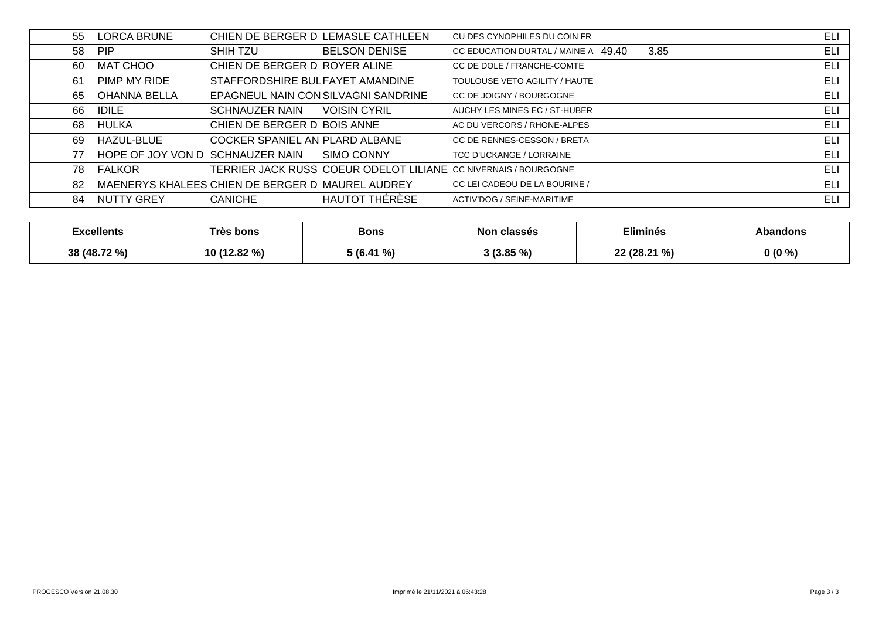| | | | | | | | |
|---|---|---|---|---|---|---|---|
| 55 | LORCA BRUNE | CHIEN DE BERGER D | LEMASLE CATHLEEN | CU DES CYNOPHILES DU COIN FR | | | ELI |
| 58 | PIP | SHIH TZU | BELSON DENISE | CC EDUCATION DURTAL / MAINE A | 49.40 | 3.85 | ELI |
| 60 | MAT CHOO | CHIEN DE BERGER D | ROYER ALINE | CC DE DOLE / FRANCHE-COMTE | | | ELI |
| 61 | PIMP MY RIDE | STAFFORDSHIRE BUL | FAYET AMANDINE | TOULOUSE VETO AGILITY / HAUTE | | | ELI |
| 65 | OHANNA BELLA | EPAGNEUL NAIN CON | SILVAGNI SANDRINE | CC DE JOIGNY / BOURGOGNE | | | ELI |
| 66 | IDILE | SCHNAUZER NAIN | VOISIN CYRIL | AUCHY LES MINES EC / ST-HUBER | | | ELI |
| 68 | HULKA | CHIEN DE BERGER D | BOIS ANNE | AC DU VERCORS / RHONE-ALPES | | | ELI |
| 69 | HAZUL-BLUE | COCKER SPANIEL AN | PLARD ALBANE | CC DE RENNES-CESSON / BRETA | | | ELI |
| 77 | HOPE OF JOY VON D | SCHNAUZER NAIN | SIMO CONNY | TCC D'UCKANGE / LORRAINE | | | ELI |
| 78 | FALKOR | TERRIER JACK RUSS | COEUR ODELOT LILIANE | CC NIVERNAIS / BOURGOGNE | | | ELI |
| 82 | MAENERYS KHALEES | CHIEN DE BERGER D | MAUREL AUDREY | CC LEI CADEOU DE LA BOURINE / | | | ELI |
| 84 | NUTTY GREY | CANICHE | HAUTOT THÉRÈSE | ACTIV'DOG / SEINE-MARITIME | | | ELI |

| Excellents | Très bons | Bons | Non classés | Eliminés | Abandons |
|---|---|---|---|---|---|
| 38 (48.72 %) | 10 (12.82 %) | 5 (6.41 %) | 3 (3.85 %) | 22 (28.21 %) | 0 (0 %) |

PROGESCO Version 21.08.30 | Imprimé le 21/11/2021 à 06:43:28